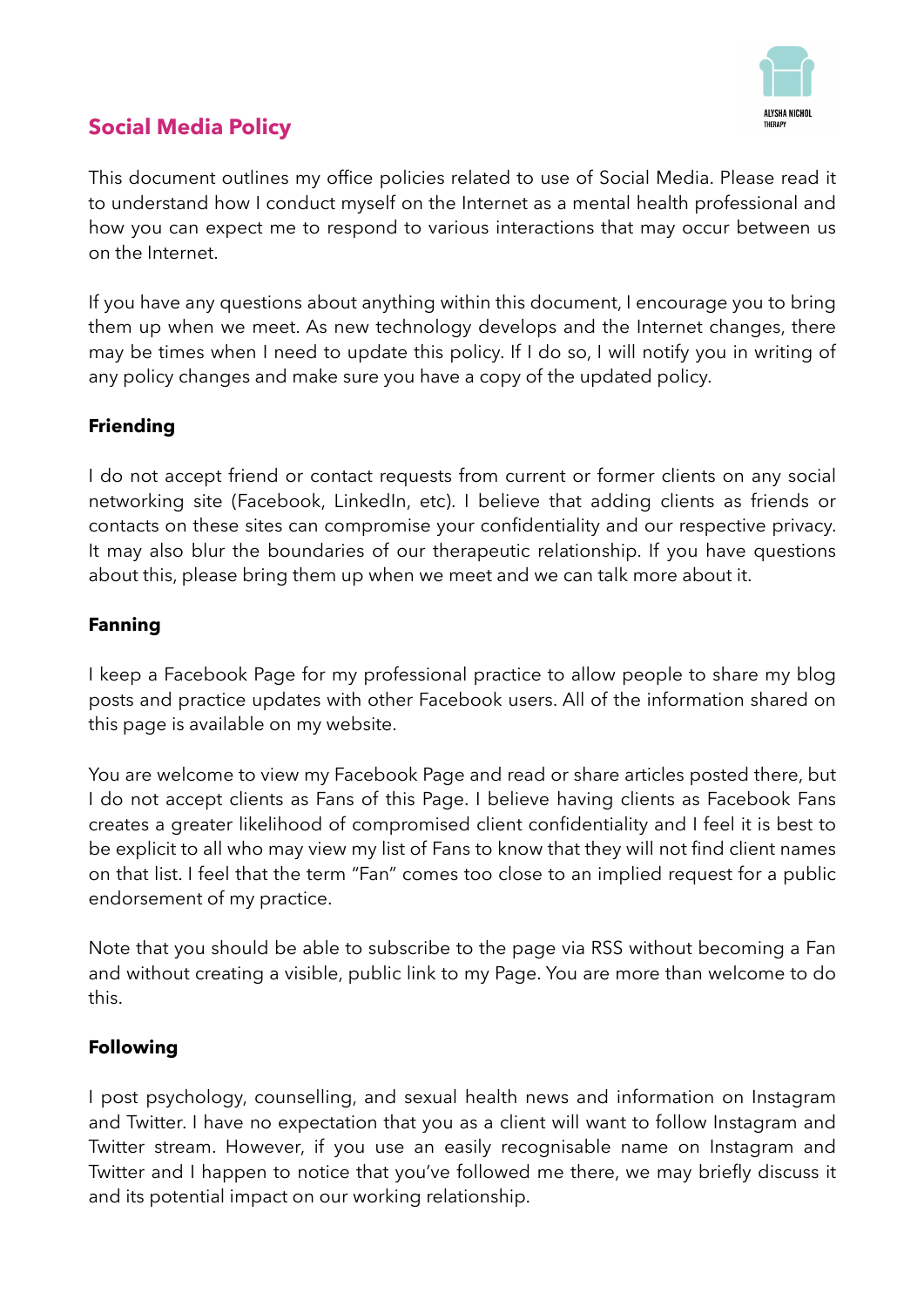# Social Media Policy

This document outlines my office policies related to use of Social Media. Please read it to understand how I conduct myself on the Internet as a mental health professional and how you can expect me to respond to various interactions that may occur between us on the Internet.

If you have any questions about anything within this document, I encourage you to bring them up when we meet. As new technology develops and the Internet changes, there may be times when I need to update this policy. If I do so, I will notify you in writing of any policy changes and make sure you have a copy of the updated policy.

**Friending**

I do not accept friend or contact requests from current or former clients on any social networking site (Facebook, LinkedIn, etc). I believe that adding clients as friends or contacts on these sites can compromise your confidentiality and our respective privacy. It may also blur the boundaries of our therapeutic relationship. If you have questions about this, please bring them up when we meet and we can talk more about it.

**Fanning**

I keep a Facebook Page for my professional practice to allow people to share my blog posts and practice updates with other Facebook users. All of the information shared on this page is available on my website.

You are welcome to view my Facebook Page and read or share articles posted there, but I do not accept clients as Fans of this Page. I believe having clients as Facebook Fans creates a greater likelihood of compromised client confidentiality and I feel it is best to be explicit to all who may view my list of Fans to know that they will not find client names on that list. I feel that the term "Fan" comes too close to an implied request for a public endorsement of my practice.

Note that you should be able to subscribe to the page via RSS without becoming a Fan and without creating a visible, public link to my Page. You are more than welcome to do this.

**Following**

I post psychology, counselling, and sexual health news and information on Instagram and Twitter. I have no expectation that you as a client will want to follow Instagram and Twitter stream. However, if you use an easily recognisable name on Instagram and Twitter and I happen to notice that you've followed me there, we may briefly discuss it and its potential impact on our working relationship.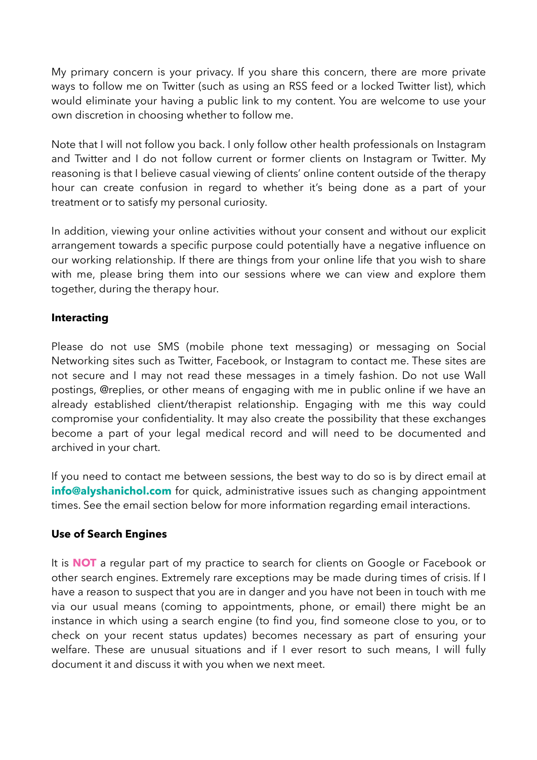My primary concern is your privacy. If you share this concern, there are more private ways to follow me on Twitter (such as using an RSS feed or a locked Twitter list), which would eliminate your having a public link to my content. You are welcome to use your own discretion in choosing whether to follow me.

Note that I will not follow you back. I only follow other health professionals on Instagram and Twitter and I do not follow current or former clients on Instagram or Twitter. My reasoning is that I believe casual viewing of clients' online content outside of the therapy hour can create confusion in regard to whether it's being done as a part of your treatment or to satisfy my personal curiosity.

In addition, viewing your online activities without your consent and without our explicit arrangement towards a specific purpose could potentially have a negative influence on our working relationship. If there are things from your online life that you wish to share with me, please bring them into our sessions where we can view and explore them together, during the therapy hour.

**Interacting**

Please do not use SMS (mobile phone text messaging) or messaging on Social Networking sites such as Twitter, Facebook, or Instagram to contact me. These sites are not secure and I may not read these messages in a timely fashion. Do not use Wall postings, @replies, or other means of engaging with me in public online if we have an already established client/therapist relationship. Engaging with me this way could compromise your confidentiality. It may also create the possibility that these exchanges become a part of your legal medical record and will need to be documented and archived in your chart.

If you need to contact me between sessions, the best way to do so is by direct email at **info@alyshanichol.com** for quick, administrative issues such as changing appointment times. See the email section below for more information regarding email interactions.

**Use of Search Engines**

It is **NOT** a regular part of my practice to search for clients on Google or Facebook or other search engines. Extremely rare exceptions may be made during times of crisis. If I have a reason to suspect that you are in danger and you have not been in touch with me via our usual means (coming to appointments, phone, or email) there might be an instance in which using a search engine (to find you, find someone close to you, or to check on your recent status updates) becomes necessary as part of ensuring your welfare. These are unusual situations and if I ever resort to such means, I will fully document it and discuss it with you when we next meet.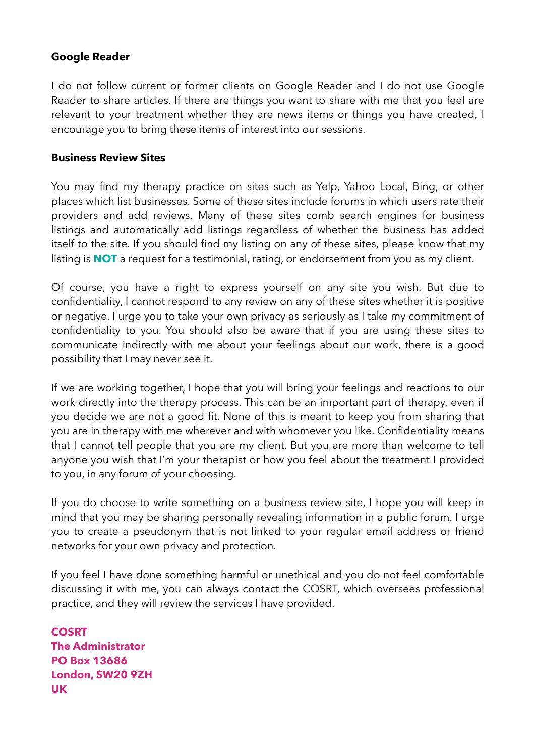**Google Reader**

I do not follow current or former clients on Google Reader and I do not use Google Reader to share articles. If there are things you want to share with me that you feel are relevant to your treatment whether they are news items or things you have created, I encourage you to bring these items of interest into our sessions.

**Business Review Sites**

You may find my therapy practice on sites such as Yelp, Yahoo Local, Bing, or other places which list businesses. Some of these sites include forums in which users rate their providers and add reviews. Many of these sites comb search engines for business listings and automatically add listings regardless of whether the business has added itself to the site. If you should find my listing on any of these sites, please know that my listing is **NOT** a request for a testimonial, rating, or endorsement from you as my client.

Of course, you have a right to express yourself on any site you wish. But due to confidentiality, I cannot respond to any review on any of these sites whether it is positive or negative. I urge you to take your own privacy as seriously as I take my commitment of confidentiality to you. You should also be aware that if you are using these sites to communicate indirectly with me about your feelings about our work, there is a good possibility that I may never see it.

If we are working together, I hope that you will bring your feelings and reactions to our work directly into the therapy process. This can be an important part of therapy, even if you decide we are not a good fit. None of this is meant to keep you from sharing that you are in therapy with me wherever and with whomever you like. Confidentiality means that I cannot tell people that you are my client. But you are more than welcome to tell anyone you wish that I'm your therapist or how you feel about the treatment I provided to you, in any forum of your choosing.

If you do choose to write something on a business review site, I hope you will keep in mind that you may be sharing personally revealing information in a public forum. I urge you to create a pseudonym that is not linked to your regular email address or friend networks for your own privacy and protection.

If you feel I have done something harmful or unethical and you do not feel comfortable discussing it with me, you can always contact the COSRT, which oversees professional practice, and they will review the services I have provided.

**COSRT**
**The Administrator**
**PO Box 13686**
**London, SW20 9ZH**
**UK**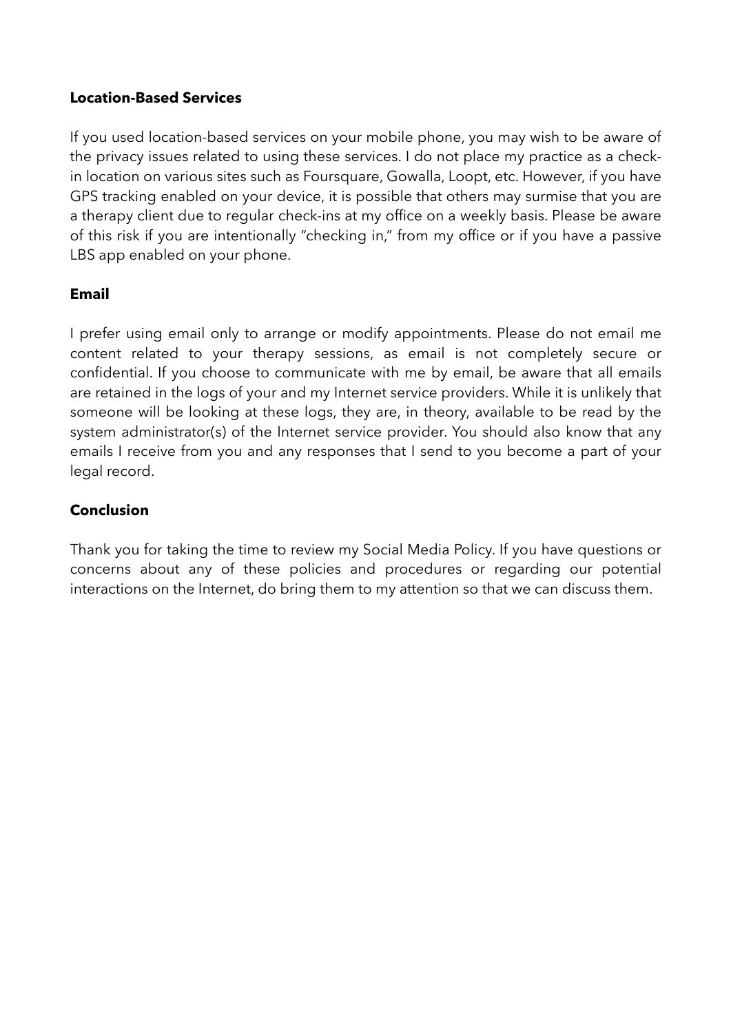**Location-Based Services**

If you used location-based services on your mobile phone, you may wish to be aware of the privacy issues related to using these services. I do not place my practice as a check-in location on various sites such as Foursquare, Gowalla, Loopt, etc. However, if you have GPS tracking enabled on your device, it is possible that others may surmise that you are a therapy client due to regular check-ins at my office on a weekly basis. Please be aware of this risk if you are intentionally "checking in," from my office or if you have a passive LBS app enabled on your phone.

**Email**

I prefer using email only to arrange or modify appointments. Please do not email me content related to your therapy sessions, as email is not completely secure or confidential. If you choose to communicate with me by email, be aware that all emails are retained in the logs of your and my Internet service providers. While it is unlikely that someone will be looking at these logs, they are, in theory, available to be read by the system administrator(s) of the Internet service provider. You should also know that any emails I receive from you and any responses that I send to you become a part of your legal record.

**Conclusion**

Thank you for taking the time to review my Social Media Policy. If you have questions or concerns about any of these policies and procedures or regarding our potential interactions on the Internet, do bring them to my attention so that we can discuss them.